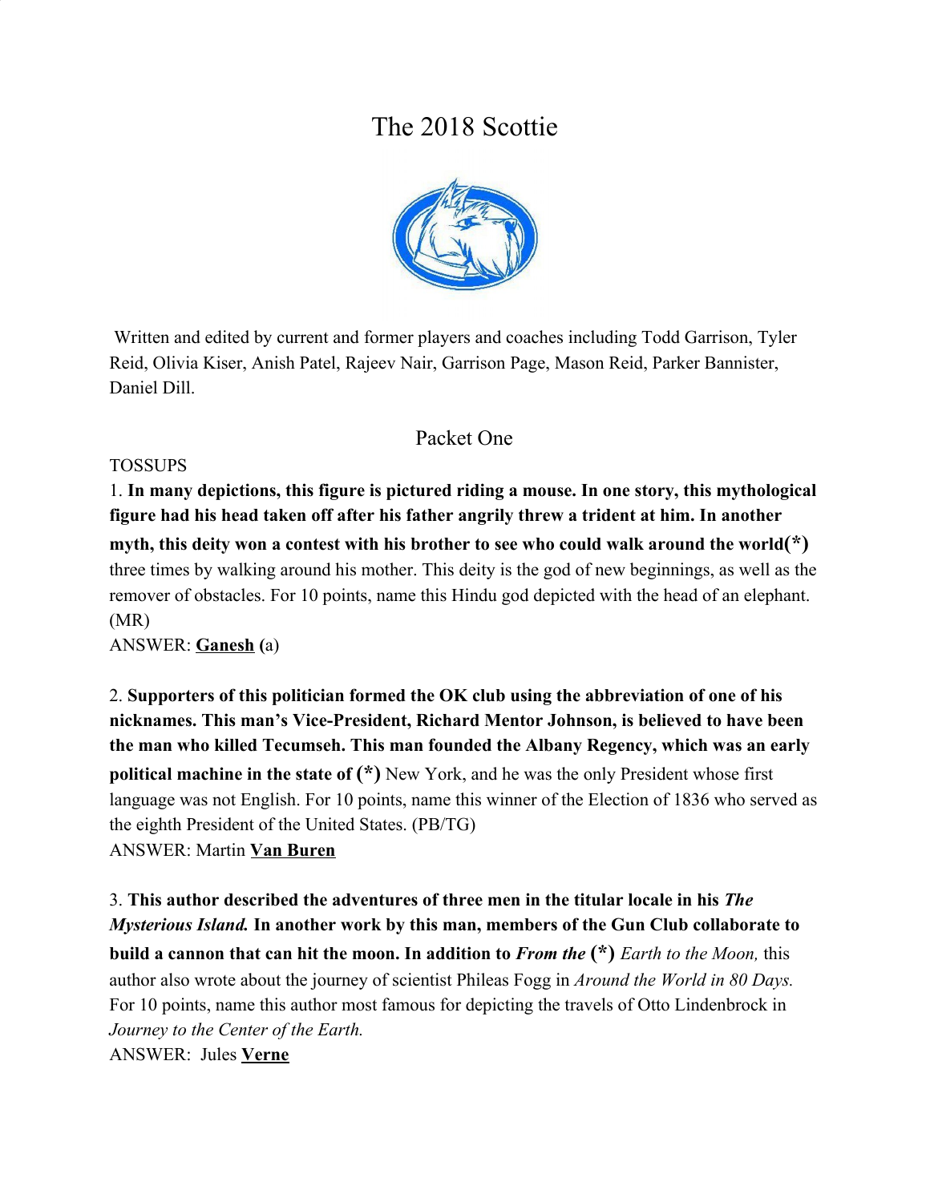# The 2018 Scottie

Written and edited by current and former players and coaches including Todd Garrison, Tyler Reid, Olivia Kiser, Anish Patel, Rajeev Nair, Garrison Page, Mason Reid, Parker Bannister, Daniel Dill.

## Packet One

TOSSUPS

1. **In many depictions, this figure is pictured riding a mouse. In one story, this mythological figure had his head taken off after his father angrily threw a trident at him. In another myth, this deity won a contest with his brother to see who could walk around the world(*)** three times by walking around his mother. This deity is the god of new beginnings, as well as the remover of obstacles. For 10 points, name this Hindu god depicted with the head of an elephant. (MR)
ANSWER: **Ganesh (**a)

2. **Supporters of this politician formed the OK club using the abbreviation of one of his nicknames. This man's Vice-President, Richard Mentor Johnson, is believed to have been the man who killed Tecumseh. This man founded the Albany Regency, which was an early political machine in the state of (*)** New York, and he was the only President whose first language was not English. For 10 points, name this winner of the Election of 1836 who served as the eighth President of the United States. (PB/TG)
ANSWER: Martin **Van Buren**

3. **This author described the adventures of three men in the titular locale in his *The Mysterious Island.* In another work by this man, members of the Gun Club collaborate to build a cannon that can hit the moon. In addition to *From the* (*)** *Earth to the Moon,* this author also wrote about the journey of scientist Phileas Fogg in *Around the World in 80 Days.* For 10 points, name this author most famous for depicting the travels of Otto Lindenbrock in *Journey to the Center of the Earth.*
ANSWER: Jules **Verne**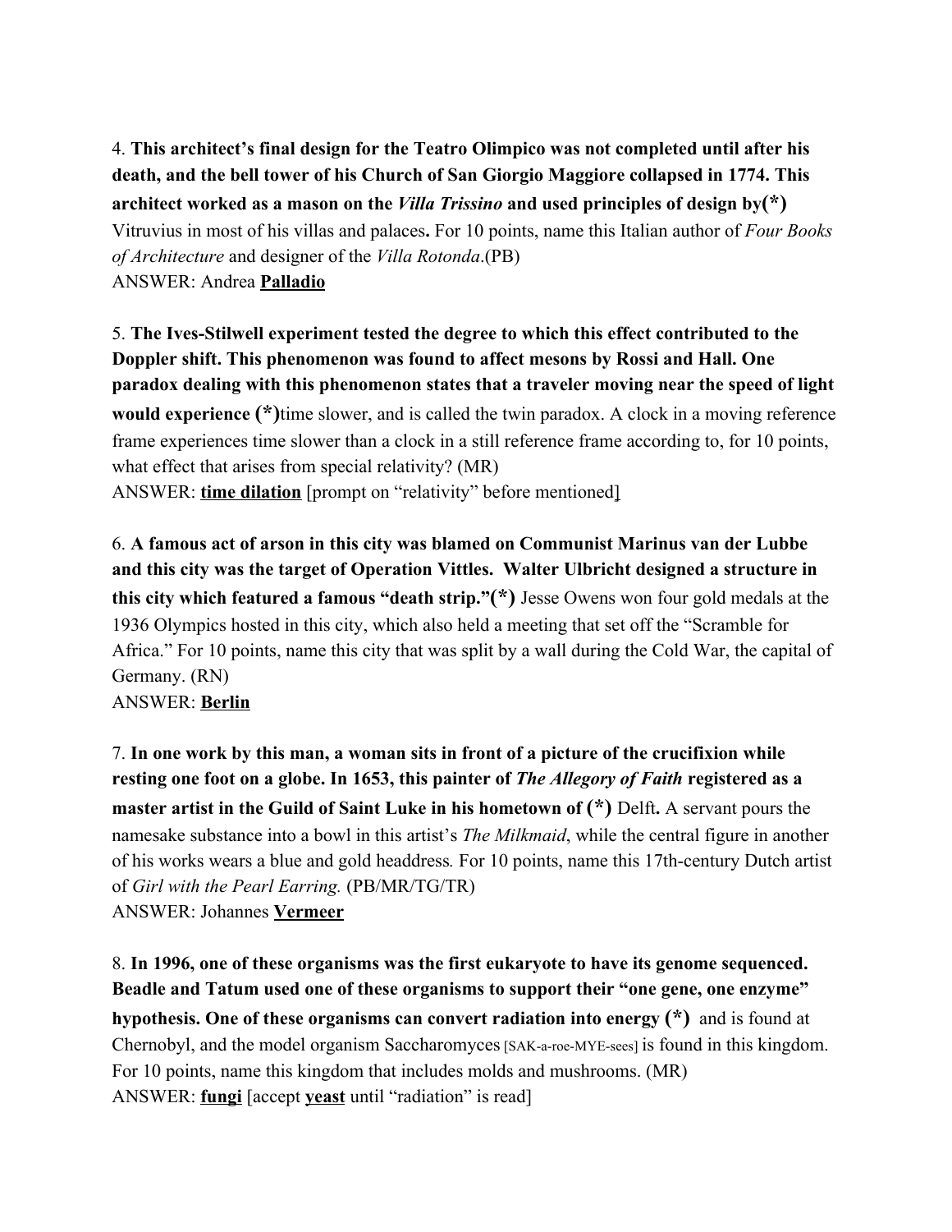4. **This architect's final design for the Teatro Olimpico was not completed until after his death, and the bell tower of his Church of San Giorgio Maggiore collapsed in 1774. This architect worked as a mason on the *Villa Trissino* and used principles of design by(*)** Vitruvius in most of his villas and palaces**.** For 10 points, name this Italian author of *Four Books of Architecture* and designer of the *Villa Rotonda*.(PB)
ANSWER: Andrea **Palladio**

5. **The Ives-Stilwell experiment tested the degree to which this effect contributed to the Doppler shift. This phenomenon was found to affect mesons by Rossi and Hall. One paradox dealing with this phenomenon states that a traveler moving near the speed of light would experience (*)**time slower, and is called the twin paradox. A clock in a moving reference frame experiences time slower than a clock in a still reference frame according to, for 10 points, what effect that arises from special relativity? (MR)
ANSWER: **time dilation** [prompt on "relativity" before mentioned]

6. **A famous act of arson in this city was blamed on Communist Marinus van der Lubbe and this city was the target of Operation Vittles. Walter Ulbricht designed a structure in this city which featured a famous "death strip."(*)** Jesse Owens won four gold medals at the 1936 Olympics hosted in this city, which also held a meeting that set off the "Scramble for Africa." For 10 points, name this city that was split by a wall during the Cold War, the capital of Germany. (RN)
ANSWER: **Berlin**

7. **In one work by this man, a woman sits in front of a picture of the crucifixion while resting one foot on a globe. In 1653, this painter of *The Allegory of Faith* registered as a master artist in the Guild of Saint Luke in his hometown of (*)** Delft**.** A servant pours the namesake substance into a bowl in this artist's *The Milkmaid*, while the central figure in another of his works wears a blue and gold headdress*.* For 10 points, name this 17th-century Dutch artist of *Girl with the Pearl Earring.* (PB/MR/TG/TR)
ANSWER: Johannes **Vermeer**

8. **In 1996, one of these organisms was the first eukaryote to have its genome sequenced. Beadle and Tatum used one of these organisms to support their "one gene, one enzyme" hypothesis. One of these organisms can convert radiation into energy (*)** and is found at Chernobyl, and the model organism Saccharomyces [SAK-a-roe-MYE-sees] is found in this kingdom. For 10 points, name this kingdom that includes molds and mushrooms. (MR)
ANSWER: **fungi** [accept **yeast** until "radiation" is read]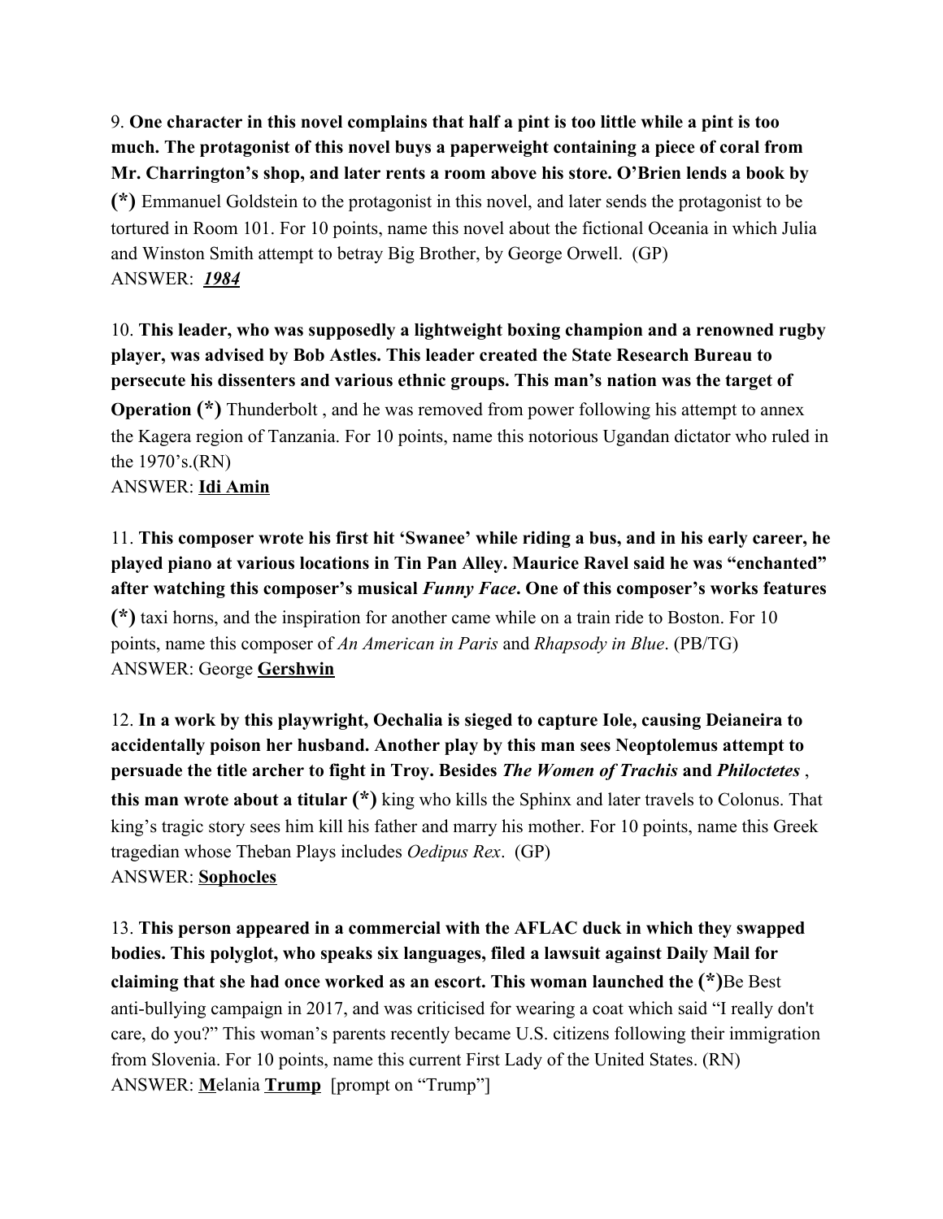9. **One character in this novel complains that half a pint is too little while a pint is too much. The protagonist of this novel buys a paperweight containing a piece of coral from Mr. Charrington's shop, and later rents a room above his store. O'Brien lends a book by (*)** Emmanuel Goldstein to the protagonist in this novel, and later sends the protagonist to be tortured in Room 101. For 10 points, name this novel about the fictional Oceania in which Julia and Winston Smith attempt to betray Big Brother, by George Orwell. (GP)
ANSWER: ***1984***

10. **This leader, who was supposedly a lightweight boxing champion and a renowned rugby player, was advised by Bob Astles. This leader created the State Research Bureau to persecute his dissenters and various ethnic groups. This man's nation was the target of Operation (*)** Thunderbolt , and he was removed from power following his attempt to annex the Kagera region of Tanzania. For 10 points, name this notorious Ugandan dictator who ruled in the 1970's.(RN)
ANSWER: **Idi Amin**

11. **This composer wrote his first hit 'Swanee' while riding a bus, and in his early career, he played piano at various locations in Tin Pan Alley. Maurice Ravel said he was "enchanted" after watching this composer's musical *Funny Face*. One of this composer's works features (*)** taxi horns, and the inspiration for another came while on a train ride to Boston. For 10 points, name this composer of *An American in Paris* and *Rhapsody in Blue*. (PB/TG)
ANSWER: George **Gershwin**

12. **In a work by this playwright, Oechalia is sieged to capture Iole, causing Deianeira to accidentally poison her husband. Another play by this man sees Neoptolemus attempt to persuade the title archer to fight in Troy. Besides *The Women of Trachis* and *Philoctetes* , this man wrote about a titular (*)** king who kills the Sphinx and later travels to Colonus. That king's tragic story sees him kill his father and marry his mother. For 10 points, name this Greek tragedian whose Theban Plays includes *Oedipus Rex*. (GP)
ANSWER: **Sophocles**

13. **This person appeared in a commercial with the AFLAC duck in which they swapped bodies. This polyglot, who speaks six languages, filed a lawsuit against Daily Mail for claiming that she had once worked as an escort. This woman launched the (*)**Be Best anti-bullying campaign in 2017, and was criticised for wearing a coat which said "I really don't care, do you?" This woman's parents recently became U.S. citizens following their immigration from Slovenia. For 10 points, name this current First Lady of the United States. (RN)
ANSWER: **M**elania **Trump** [prompt on "Trump"]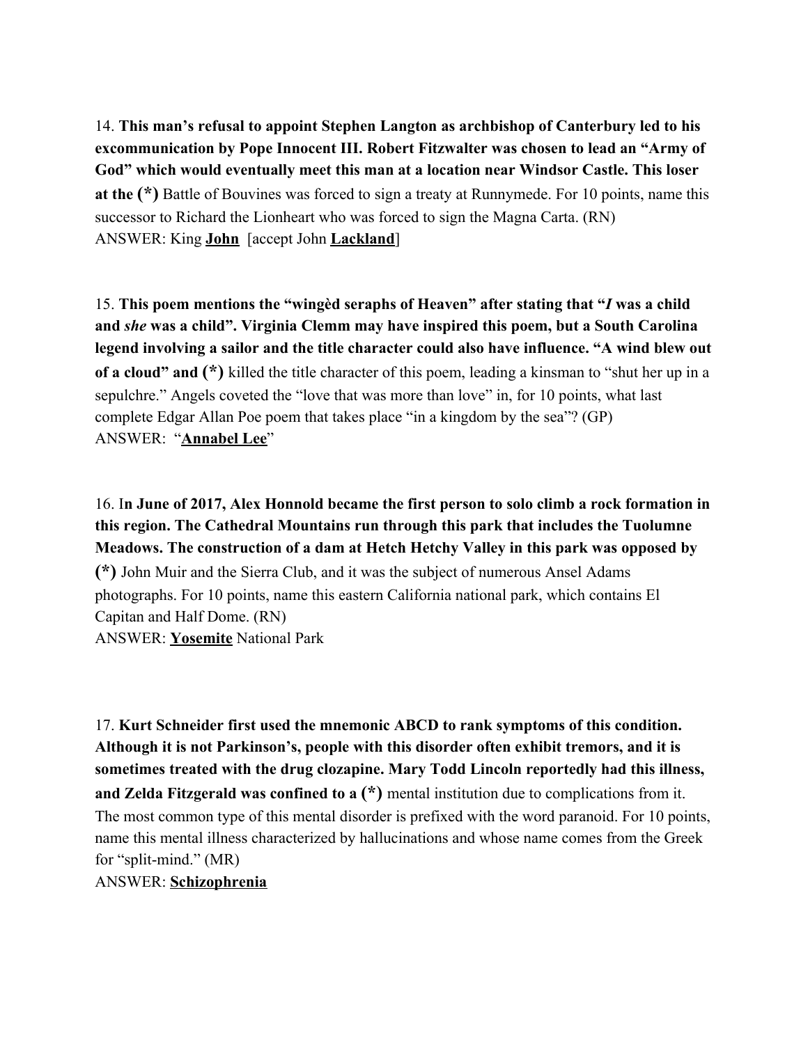14. **This man's refusal to appoint Stephen Langton as archbishop of Canterbury led to his excommunication by Pope Innocent III. Robert Fitzwalter was chosen to lead an "Army of God" which would eventually meet this man at a location near Windsor Castle. This loser at the (*)** Battle of Bouvines was forced to sign a treaty at Runnymede. For 10 points, name this successor to Richard the Lionheart who was forced to sign the Magna Carta. (RN)
ANSWER: King **John** [accept John **Lackland**]

15. **This poem mentions the "wingèd seraphs of Heaven" after stating that "*I* was a child and *she* was a child". Virginia Clemm may have inspired this poem, but a South Carolina legend involving a sailor and the title character could also have influence. "A wind blew out of a cloud" and (*)** killed the title character of this poem, leading a kinsman to "shut her up in a sepulchre." Angels coveted the "love that was more than love" in, for 10 points, what last complete Edgar Allan Poe poem that takes place "in a kingdom by the sea"? (GP)
ANSWER: "**Annabel Lee**"

16. I**n June of 2017, Alex Honnold became the first person to solo climb a rock formation in this region. The Cathedral Mountains run through this park that includes the Tuolumne Meadows. The construction of a dam at Hetch Hetchy Valley in this park was opposed by (*)** John Muir and the Sierra Club, and it was the subject of numerous Ansel Adams photographs. For 10 points, name this eastern California national park, which contains El Capitan and Half Dome. (RN)
ANSWER: **Yosemite** National Park

17. **Kurt Schneider first used the mnemonic ABCD to rank symptoms of this condition. Although it is not Parkinson's, people with this disorder often exhibit tremors, and it is sometimes treated with the drug clozapine. Mary Todd Lincoln reportedly had this illness, and Zelda Fitzgerald was confined to a (*)** mental institution due to complications from it. The most common type of this mental disorder is prefixed with the word paranoid. For 10 points, name this mental illness characterized by hallucinations and whose name comes from the Greek for "split-mind." (MR)
ANSWER: **Schizophrenia**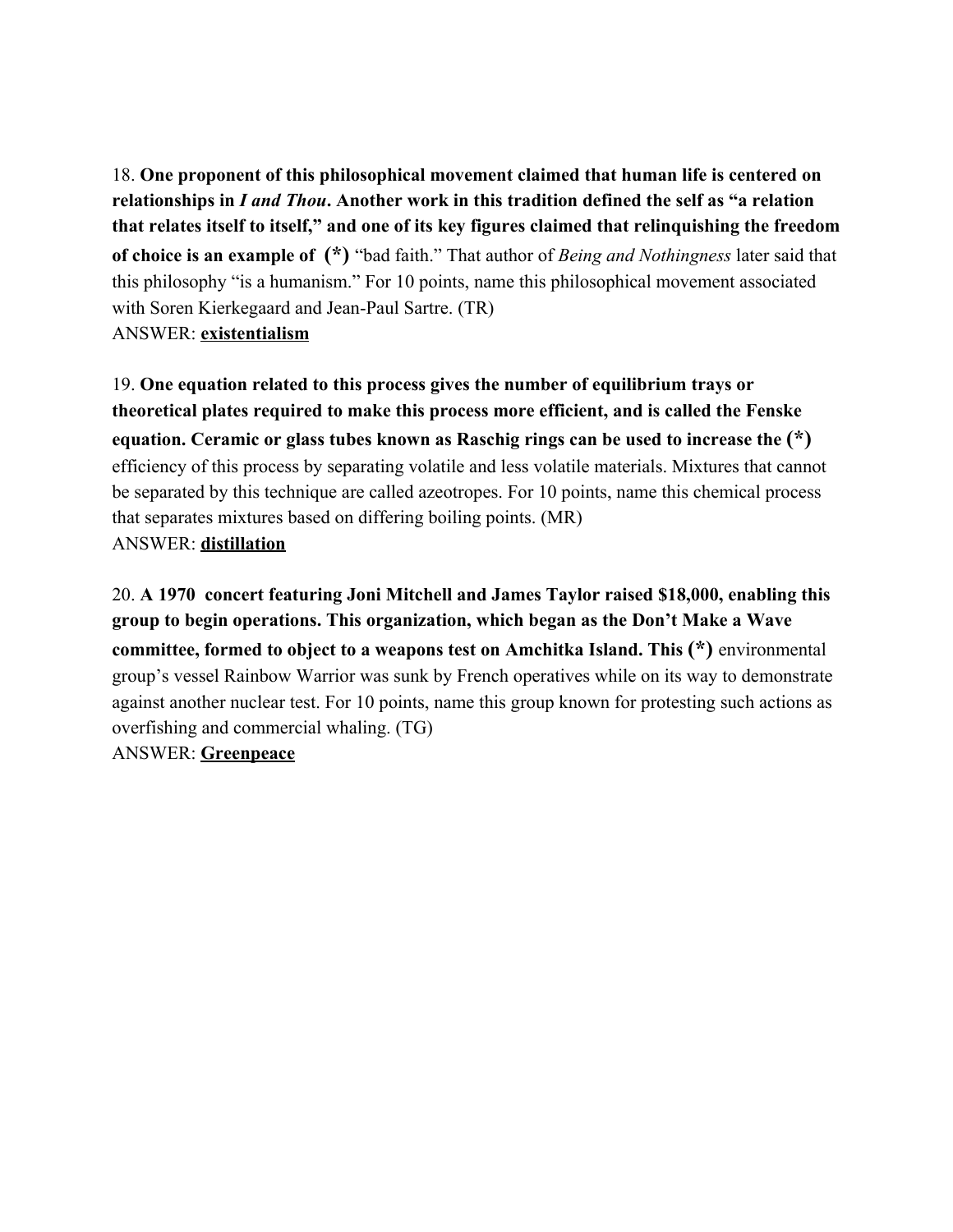18. **One proponent of this philosophical movement claimed that human life is centered on relationships in *I and Thou*. Another work in this tradition defined the self as "a relation that relates itself to itself," and one of its key figures claimed that relinquishing the freedom of choice is an example of (*)** "bad faith." That author of *Being and Nothingness* later said that this philosophy "is a humanism." For 10 points, name this philosophical movement associated with Soren Kierkegaard and Jean-Paul Sartre. (TR)
ANSWER: **<u>existentialism</u>**

19. **One equation related to this process gives the number of equilibrium trays or theoretical plates required to make this process more efficient, and is called the Fenske equation. Ceramic or glass tubes known as Raschig rings can be used to increase the (*)** efficiency of this process by separating volatile and less volatile materials. Mixtures that cannot be separated by this technique are called azeotropes. For 10 points, name this chemical process that separates mixtures based on differing boiling points. (MR)
ANSWER: **<u>distillation</u>**

20. **A 1970 concert featuring Joni Mitchell and James Taylor raised $18,000, enabling this group to begin operations. This organization, which began as the Don't Make a Wave committee, formed to object to a weapons test on Amchitka Island. This (*)** environmental group's vessel Rainbow Warrior was sunk by French operatives while on its way to demonstrate against another nuclear test. For 10 points, name this group known for protesting such actions as overfishing and commercial whaling. (TG)
ANSWER: **<u>Greenpeace</u>**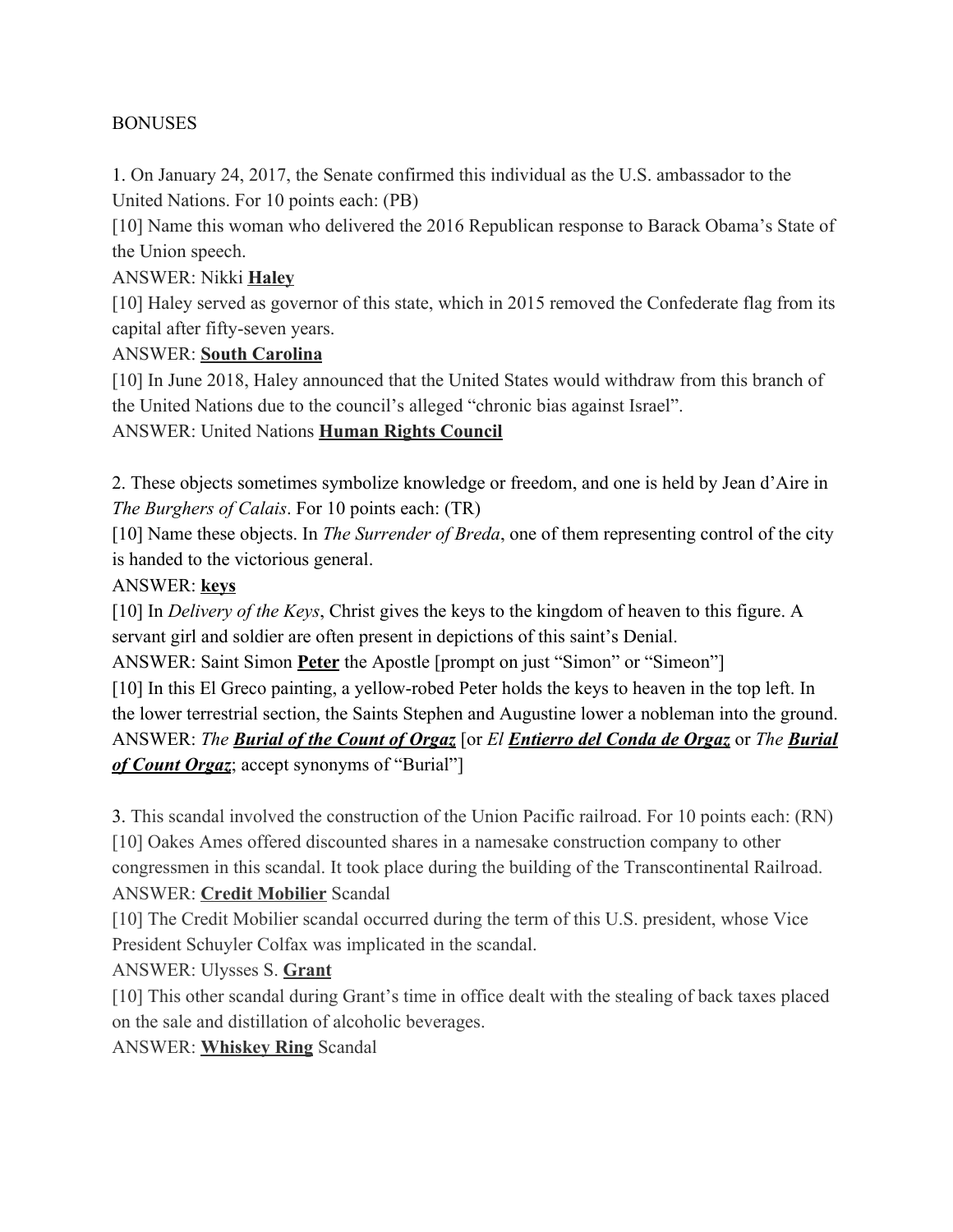BONUSES

1. On January 24, 2017, the Senate confirmed this individual as the U.S. ambassador to the United Nations. For 10 points each: (PB)

[10] Name this woman who delivered the 2016 Republican response to Barack Obama's State of the Union speech.

ANSWER: Nikki **Haley**

[10] Haley served as governor of this state, which in 2015 removed the Confederate flag from its capital after fifty-seven years.

ANSWER: **South Carolina**

[10] In June 2018, Haley announced that the United States would withdraw from this branch of the United Nations due to the council's alleged "chronic bias against Israel".

ANSWER: United Nations **Human Rights Council**

2. These objects sometimes symbolize knowledge or freedom, and one is held by Jean d'Aire in *The Burghers of Calais*. For 10 points each: (TR)

[10] Name these objects. In *The Surrender of Breda*, one of them representing control of the city is handed to the victorious general.

ANSWER: **keys**

[10] In *Delivery of the Keys*, Christ gives the keys to the kingdom of heaven to this figure. A servant girl and soldier are often present in depictions of this saint's Denial.

ANSWER: Saint Simon **Peter** the Apostle [prompt on just "Simon" or "Simeon"]

[10] In this El Greco painting, a yellow-robed Peter holds the keys to heaven in the top left. In the lower terrestrial section, the Saints Stephen and Augustine lower a nobleman into the ground.

ANSWER: *The **Burial of the Count of Orgaz*** [or *El **Entierro del Conda de Orgaz*** or *The **Burial of Count Orgaz***; accept synonyms of "Burial"]

3. This scandal involved the construction of the Union Pacific railroad. For 10 points each: (RN)

[10] Oakes Ames offered discounted shares in a namesake construction company to other congressmen in this scandal. It took place during the building of the Transcontinental Railroad.

ANSWER: **Credit Mobilier** Scandal

[10] The Credit Mobilier scandal occurred during the term of this U.S. president, whose Vice President Schuyler Colfax was implicated in the scandal.

ANSWER: Ulysses S. **Grant**

[10] This other scandal during Grant's time in office dealt with the stealing of back taxes placed on the sale and distillation of alcoholic beverages.

ANSWER: **Whiskey Ring** Scandal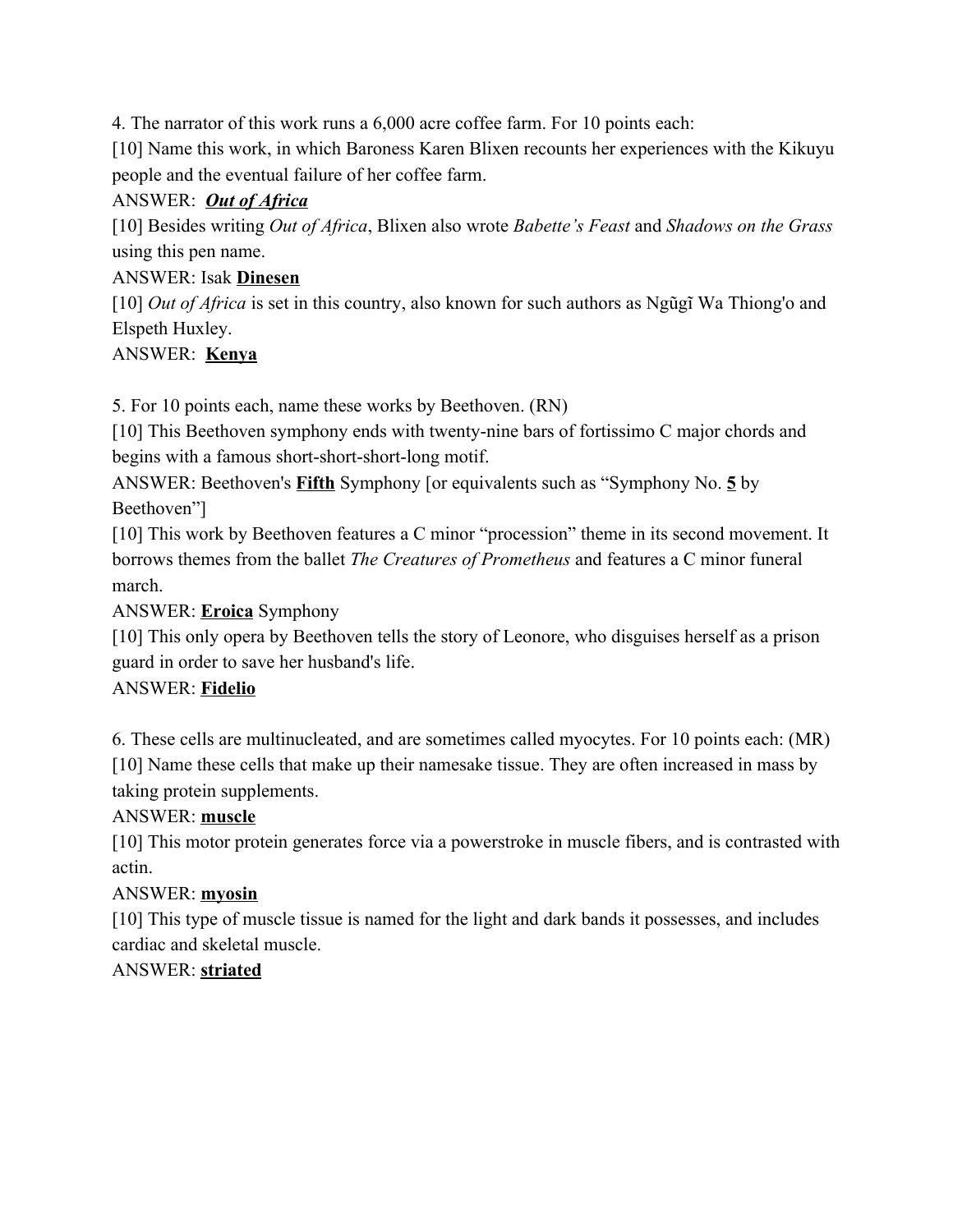4. The narrator of this work runs a 6,000 acre coffee farm. For 10 points each:

[10] Name this work, in which Baroness Karen Blixen recounts her experiences with the Kikuyu people and the eventual failure of her coffee farm.

ANSWER: ***<u>Out of Africa</u>***

[10] Besides writing *Out of Africa*, Blixen also wrote *Babette's Feast* and *Shadows on the Grass* using this pen name.

ANSWER: Isak **<u>Dinesen</u>**

[10] *Out of Africa* is set in this country, also known for such authors as Ngũgĩ Wa Thiong'o and Elspeth Huxley.

ANSWER: **<u>Kenya</u>**

5. For 10 points each, name these works by Beethoven. (RN)

[10] This Beethoven symphony ends with twenty-nine bars of fortissimo C major chords and begins with a famous short-short-short-long motif.

ANSWER: Beethoven's **<u>Fifth</u>** Symphony [or equivalents such as "Symphony No. **<u>5</u>** by Beethoven"]

[10] This work by Beethoven features a C minor "procession" theme in its second movement. It borrows themes from the ballet *The Creatures of Prometheus* and features a C minor funeral march.

ANSWER: **<u>Eroica</u>** Symphony

[10] This only opera by Beethoven tells the story of Leonore, who disguises herself as a prison guard in order to save her husband's life.

ANSWER: **<u>Fidelio</u>**

6. These cells are multinucleated, and are sometimes called myocytes. For 10 points each: (MR)

[10] Name these cells that make up their namesake tissue. They are often increased in mass by taking protein supplements.

ANSWER: **<u>muscle</u>**

[10] This motor protein generates force via a powerstroke in muscle fibers, and is contrasted with actin.

ANSWER: **<u>myosin</u>**

[10] This type of muscle tissue is named for the light and dark bands it possesses, and includes cardiac and skeletal muscle.

ANSWER: **<u>striated</u>**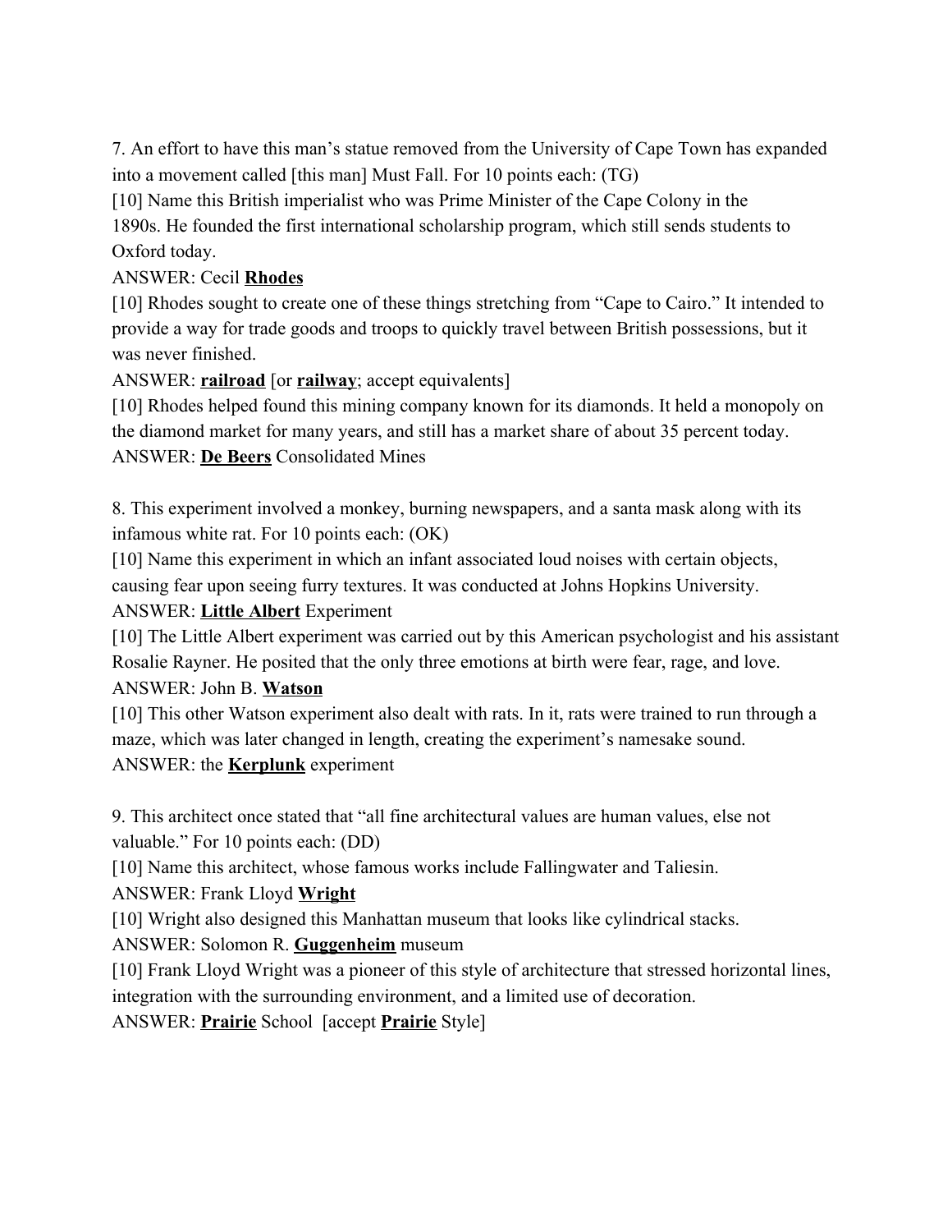7. An effort to have this man's statue removed from the University of Cape Town has expanded into a movement called [this man] Must Fall. For 10 points each: (TG)

[10] Name this British imperialist who was Prime Minister of the Cape Colony in the 1890s. He founded the first international scholarship program, which still sends students to Oxford today.

ANSWER: Cecil **Rhodes**

[10] Rhodes sought to create one of these things stretching from "Cape to Cairo." It intended to provide a way for trade goods and troops to quickly travel between British possessions, but it was never finished.

ANSWER: **railroad** [or **railway**; accept equivalents]

[10] Rhodes helped found this mining company known for its diamonds. It held a monopoly on the diamond market for many years, and still has a market share of about 35 percent today.

ANSWER: **De Beers** Consolidated Mines

8. This experiment involved a monkey, burning newspapers, and a santa mask along with its infamous white rat. For 10 points each: (OK)

[10] Name this experiment in which an infant associated loud noises with certain objects, causing fear upon seeing furry textures. It was conducted at Johns Hopkins University.

ANSWER: **Little Albert** Experiment

[10] The Little Albert experiment was carried out by this American psychologist and his assistant Rosalie Rayner. He posited that the only three emotions at birth were fear, rage, and love.

ANSWER: John B. **Watson**

[10] This other Watson experiment also dealt with rats. In it, rats were trained to run through a maze, which was later changed in length, creating the experiment's namesake sound.

ANSWER: the **Kerplunk** experiment

9. This architect once stated that "all fine architectural values are human values, else not valuable." For 10 points each: (DD)

[10] Name this architect, whose famous works include Fallingwater and Taliesin.

ANSWER: Frank Lloyd **Wright**

[10] Wright also designed this Manhattan museum that looks like cylindrical stacks.

ANSWER: Solomon R. **Guggenheim** museum

[10] Frank Lloyd Wright was a pioneer of this style of architecture that stressed horizontal lines, integration with the surrounding environment, and a limited use of decoration.

ANSWER: **Prairie** School [accept **Prairie** Style]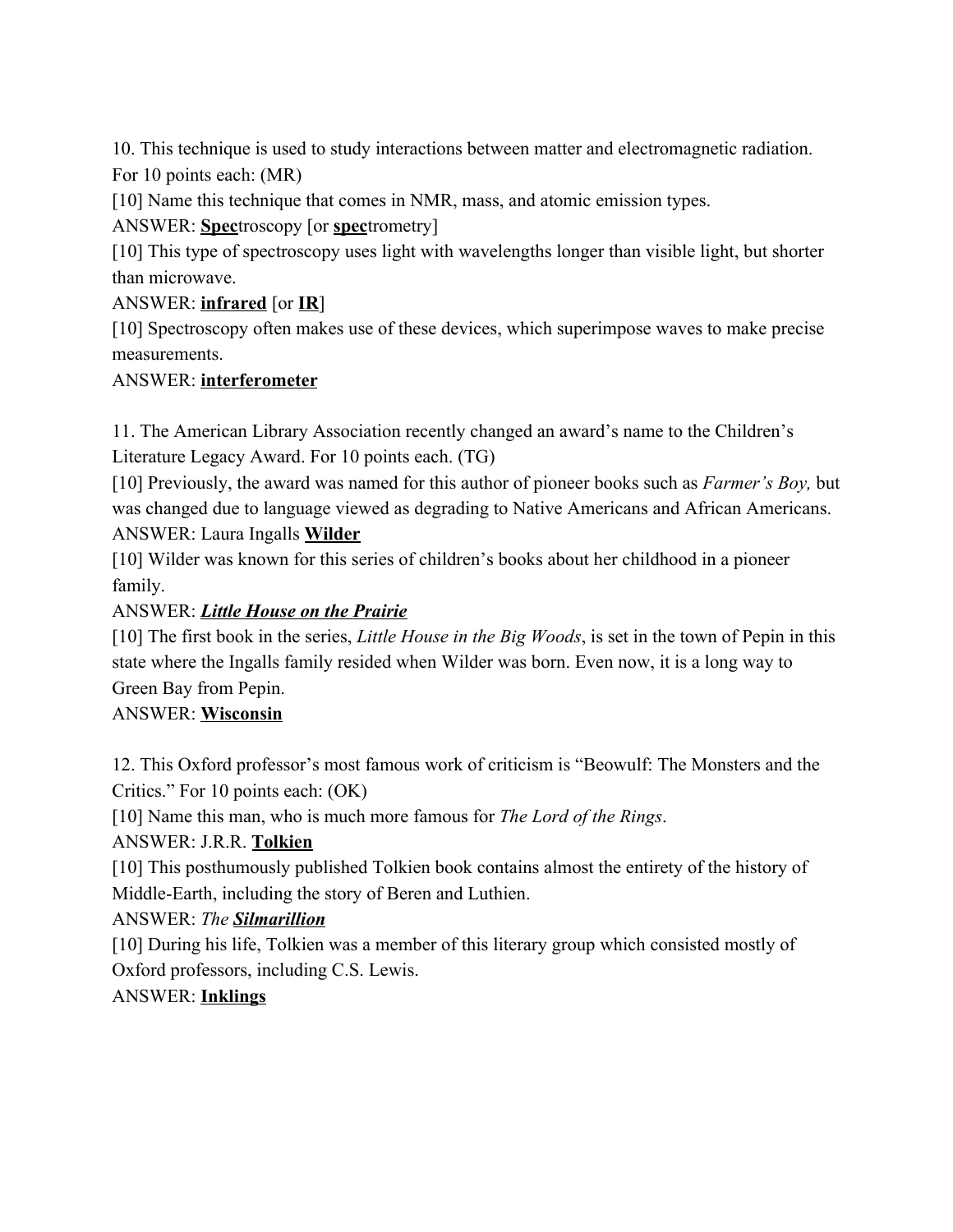10. This technique is used to study interactions between matter and electromagnetic radiation. For 10 points each: (MR)

[10] Name this technique that comes in NMR, mass, and atomic emission types.

ANSWER: **<u>Spec</u>**troscopy [or **<u>spec</u>**trometry]

[10] This type of spectroscopy uses light with wavelengths longer than visible light, but shorter than microwave.

ANSWER: **<u>infrared</u>** [or **<u>IR</u>**]

[10] Spectroscopy often makes use of these devices, which superimpose waves to make precise measurements.

ANSWER: **<u>interferometer</u>**

11. The American Library Association recently changed an award's name to the Children's Literature Legacy Award. For 10 points each. (TG)

[10] Previously, the award was named for this author of pioneer books such as *Farmer's Boy,* but was changed due to language viewed as degrading to Native Americans and African Americans.

ANSWER: Laura Ingalls **<u>Wilder</u>**

[10] Wilder was known for this series of children's books about her childhood in a pioneer family.

ANSWER: ***<u>Little House on the Prairie</u>***

[10] The first book in the series, *Little House in the Big Woods*, is set in the town of Pepin in this state where the Ingalls family resided when Wilder was born. Even now, it is a long way to Green Bay from Pepin.

ANSWER: **<u>Wisconsin</u>**

12. This Oxford professor's most famous work of criticism is "Beowulf: The Monsters and the Critics." For 10 points each: (OK)

[10] Name this man, who is much more famous for *The Lord of the Rings*.

ANSWER: J.R.R. **<u>Tolkien</u>**

[10] This posthumously published Tolkien book contains almost the entirety of the history of Middle-Earth, including the story of Beren and Luthien.

ANSWER: *The* ***<u>Silmarillion</u>***

[10] During his life, Tolkien was a member of this literary group which consisted mostly of Oxford professors, including C.S. Lewis.

ANSWER: **<u>Inklings</u>**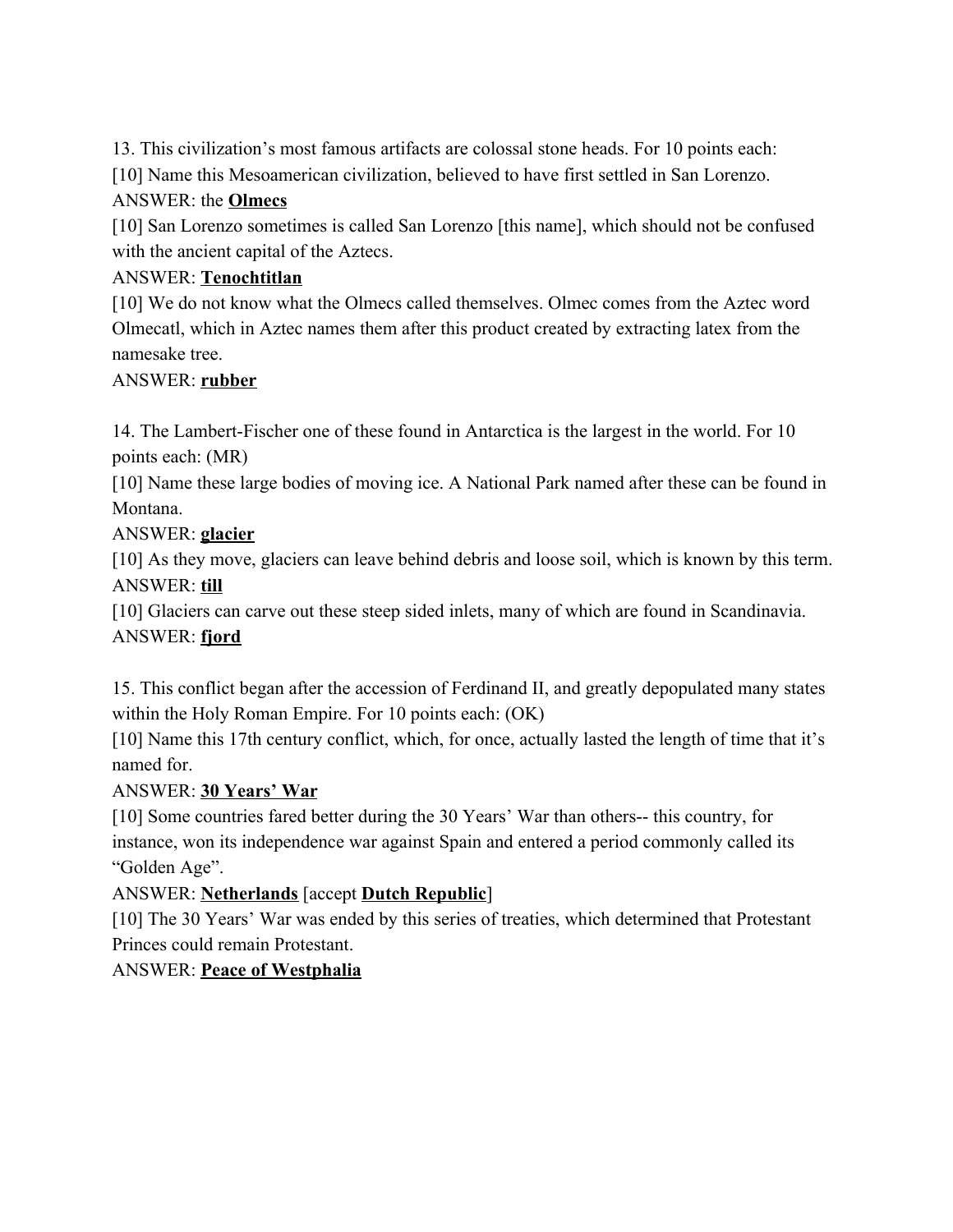13. This civilization's most famous artifacts are colossal stone heads. For 10 points each:

[10] Name this Mesoamerican civilization, believed to have first settled in San Lorenzo.

ANSWER: the **Olmecs**

[10] San Lorenzo sometimes is called San Lorenzo [this name], which should not be confused with the ancient capital of the Aztecs.

ANSWER: **Tenochtitlan**

[10] We do not know what the Olmecs called themselves. Olmec comes from the Aztec word Olmecatl, which in Aztec names them after this product created by extracting latex from the namesake tree.

ANSWER: **rubber**

14. The Lambert-Fischer one of these found in Antarctica is the largest in the world. For 10 points each: (MR)

[10] Name these large bodies of moving ice. A National Park named after these can be found in Montana.

ANSWER: **glacier**

[10] As they move, glaciers can leave behind debris and loose soil, which is known by this term.

ANSWER: **till**

[10] Glaciers can carve out these steep sided inlets, many of which are found in Scandinavia.

ANSWER: **fjord**

15. This conflict began after the accession of Ferdinand II, and greatly depopulated many states within the Holy Roman Empire. For 10 points each: (OK)

[10] Name this 17th century conflict, which, for once, actually lasted the length of time that it's named for.

ANSWER: **30 Years' War**

[10] Some countries fared better during the 30 Years' War than others-- this country, for instance, won its independence war against Spain and entered a period commonly called its "Golden Age".

ANSWER: **Netherlands** [accept **Dutch Republic**]

[10] The 30 Years' War was ended by this series of treaties, which determined that Protestant Princes could remain Protestant.

ANSWER: **Peace of Westphalia**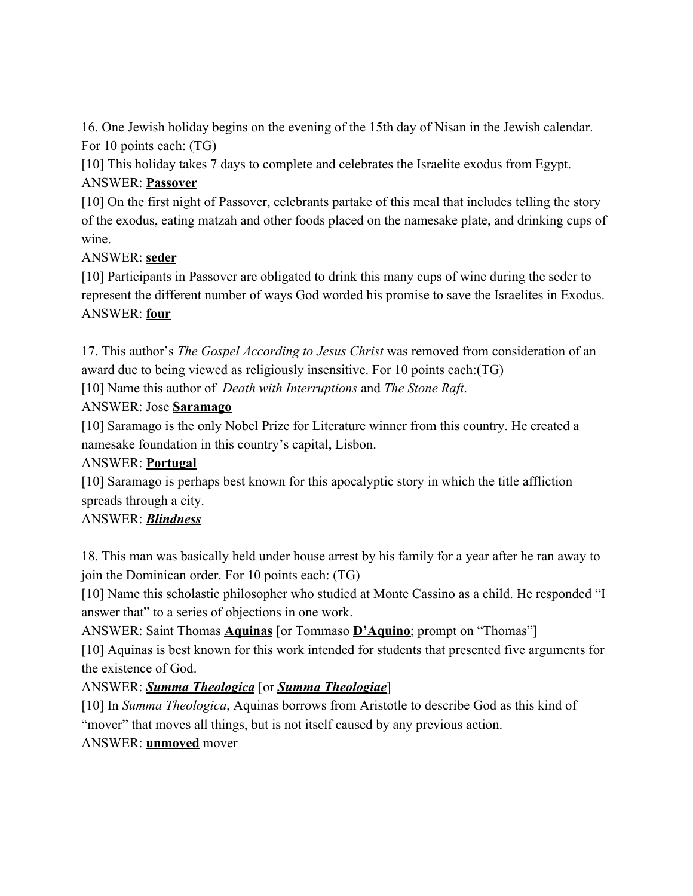16. One Jewish holiday begins on the evening of the 15th day of Nisan in the Jewish calendar. For 10 points each: (TG)

[10] This holiday takes 7 days to complete and celebrates the Israelite exodus from Egypt.

ANSWER: **Passover**

[10] On the first night of Passover, celebrants partake of this meal that includes telling the story of the exodus, eating matzah and other foods placed on the namesake plate, and drinking cups of wine.

ANSWER: **seder**

[10] Participants in Passover are obligated to drink this many cups of wine during the seder to represent the different number of ways God worded his promise to save the Israelites in Exodus.

ANSWER: **four**

17. This author's *The Gospel According to Jesus Christ* was removed from consideration of an award due to being viewed as religiously insensitive. For 10 points each:(TG)

[10] Name this author of *Death with Interruptions* and *The Stone Raft*.

ANSWER: Jose **Saramago**

[10] Saramago is the only Nobel Prize for Literature winner from this country. He created a namesake foundation in this country's capital, Lisbon.

ANSWER: **Portugal**

[10] Saramago is perhaps best known for this apocalyptic story in which the title affliction spreads through a city.

ANSWER: ***Blindness***

18. This man was basically held under house arrest by his family for a year after he ran away to join the Dominican order. For 10 points each: (TG)

[10] Name this scholastic philosopher who studied at Monte Cassino as a child. He responded "I answer that" to a series of objections in one work.

ANSWER: Saint Thomas **Aquinas** [or Tommaso **D'Aquino**; prompt on "Thomas"]

[10] Aquinas is best known for this work intended for students that presented five arguments for the existence of God.

ANSWER: ***Summa Theologica*** [or ***Summa Theologiae***]

[10] In *Summa Theologica*, Aquinas borrows from Aristotle to describe God as this kind of "mover" that moves all things, but is not itself caused by any previous action.

ANSWER: **unmoved** mover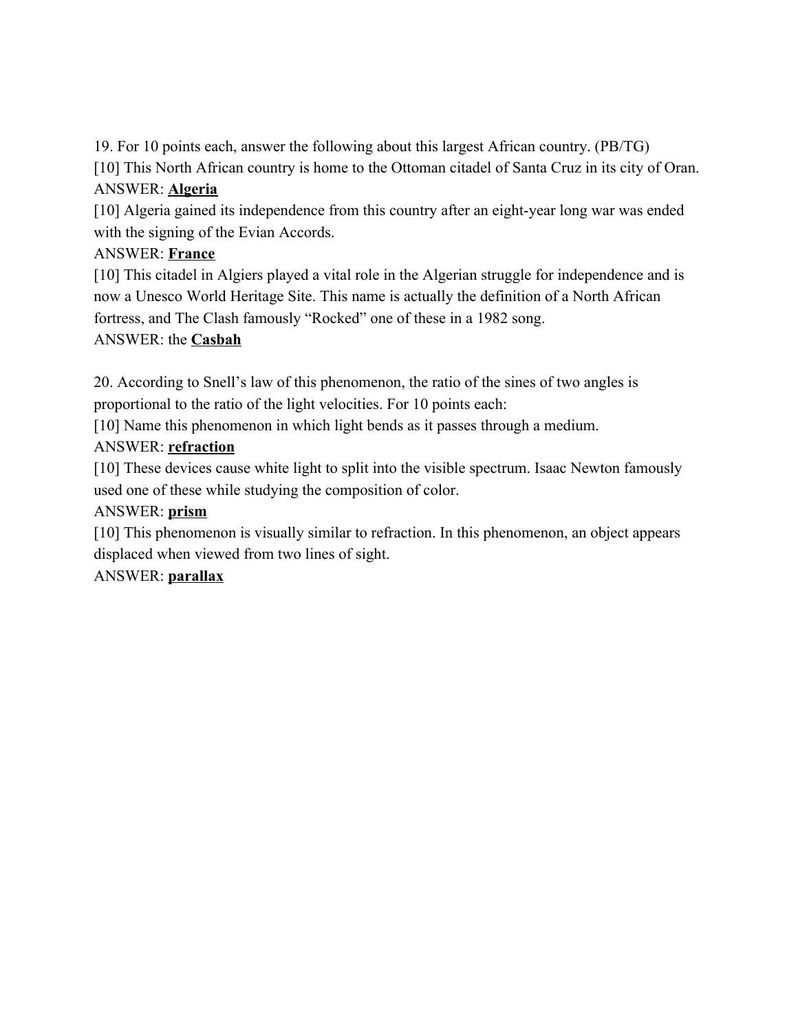19. For 10 points each, answer the following about this largest African country. (PB/TG)

[10] This North African country is home to the Ottoman citadel of Santa Cruz in its city of Oran.

ANSWER: **Algeria**

[10] Algeria gained its independence from this country after an eight-year long war was ended with the signing of the Evian Accords.

ANSWER: **France**

[10] This citadel in Algiers played a vital role in the Algerian struggle for independence and is now a Unesco World Heritage Site. This name is actually the definition of a North African fortress, and The Clash famously "Rocked" one of these in a 1982 song.

ANSWER: the **Casbah**

20. According to Snell's law of this phenomenon, the ratio of the sines of two angles is proportional to the ratio of the light velocities. For 10 points each:

[10] Name this phenomenon in which light bends as it passes through a medium.

ANSWER: **refraction**

[10] These devices cause white light to split into the visible spectrum. Isaac Newton famously used one of these while studying the composition of color.

ANSWER: **prism**

[10] This phenomenon is visually similar to refraction. In this phenomenon, an object appears displaced when viewed from two lines of sight.

ANSWER: **parallax**